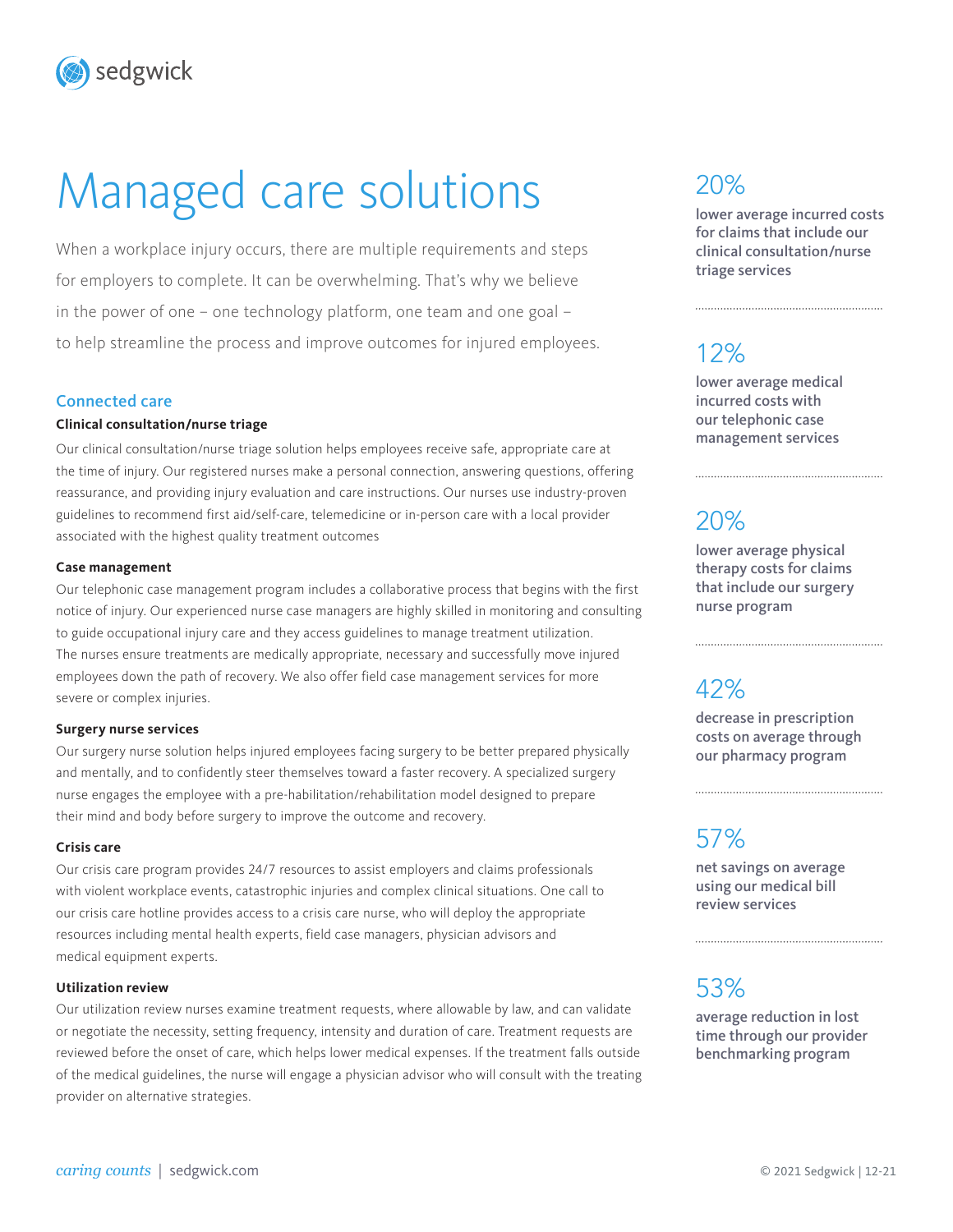sedgwick

# Managed care solutions

When a workplace injury occurs, there are multiple requirements and steps for employers to complete. It can be overwhelming. That's why we believe in the power of one – one technology platform, one team and one goal – to help streamline the process and improve outcomes for injured employees.

## Connected care

### Clinical consultation/nurse triage

Our clinical consultation/nurse triage solution helps employees receive safe, appropriate care at the time of injury. Our registered nurses make a personal connection, answering questions, offering reassurance, and providing injury evaluation and care instructions. Our nurses use industry-proven guidelines to recommend first aid/self-care, telemedicine or in-person care with a local provider associated with the highest quality treatment outcomes

### Case management

Our telephonic case management program includes a collaborative process that begins with the first notice of injury. Our experienced nurse case managers are highly skilled in monitoring and consulting to guide occupational injury care and they access guidelines to manage treatment utilization. The nurses ensure treatments are medically appropriate, necessary and successfully move injured employees down the path of recovery. We also offer field case management services for more severe or complex injuries.

### Surgery nurse services

Our surgery nurse solution helps injured employees facing surgery to be better prepared physically and mentally, and to confidently steer themselves toward a faster recovery. A specialized surgery nurse engages the employee with a pre-habilitation/rehabilitation model designed to prepare their mind and body before surgery to improve the outcome and recovery.

### Crisis care

Our crisis care program provides 24/7 resources to assist employers and claims professionals with violent workplace events, catastrophic injuries and complex clinical situations. One call to our crisis care hotline provides access to a crisis care nurse, who will deploy the appropriate resources including mental health experts, field case managers, physician advisors and medical equipment experts.

### Utilization review

Our utilization review nurses examine treatment requests, where allowable by law, and can validate or negotiate the necessity, setting frequency, intensity and duration of care. Treatment requests are reviewed before the onset of care, which helps lower medical expenses. If the treatment falls outside of the medical guidelines, the nurse will engage a physician advisor who will consult with the treating provider on alternative strategies.

---

**20%**
lower average incurred costs for claims that include our clinical consultation/nurse triage services

**12%**
lower average medical incurred costs with our telephonic case management services

**20%**
lower average physical therapy costs for claims that include our surgery nurse program

**42%**
decrease in prescription costs on average through our pharmacy program

**57%**
net savings on average using our medical bill review services

**53%**
average reduction in lost time through our provider benchmarking program

*caring counts* | sedgwick.com

© 2021 Sedgwick | 12-21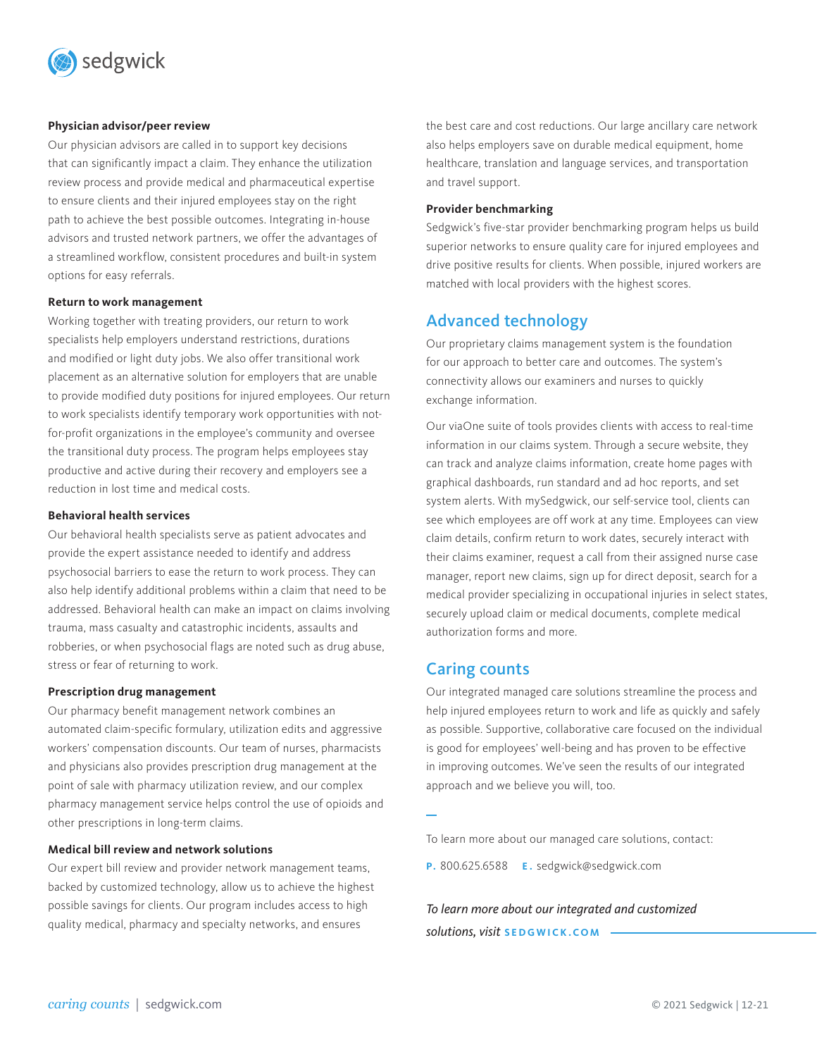### Physician advisor/peer review

Our physician advisors are called in to support key decisions that can significantly impact a claim. They enhance the utilization review process and provide medical and pharmaceutical expertise to ensure clients and their injured employees stay on the right path to achieve the best possible outcomes. Integrating in-house advisors and trusted network partners, we offer the advantages of a streamlined workflow, consistent procedures and built-in system options for easy referrals.

### Return to work management

Working together with treating providers, our return to work specialists help employers understand restrictions, durations and modified or light duty jobs. We also offer transitional work placement as an alternative solution for employers that are unable to provide modified duty positions for injured employees. Our return to work specialists identify temporary work opportunities with not-for-profit organizations in the employee's community and oversee the transitional duty process. The program helps employees stay productive and active during their recovery and employers see a reduction in lost time and medical costs.

### Behavioral health services

Our behavioral health specialists serve as patient advocates and provide the expert assistance needed to identify and address psychosocial barriers to ease the return to work process. They can also help identify additional problems within a claim that need to be addressed. Behavioral health can make an impact on claims involving trauma, mass casualty and catastrophic incidents, assaults and robberies, or when psychosocial flags are noted such as drug abuse, stress or fear of returning to work.

### Prescription drug management

Our pharmacy benefit management network combines an automated claim-specific formulary, utilization edits and aggressive workers' compensation discounts. Our team of nurses, pharmacists and physicians also provides prescription drug management at the point of sale with pharmacy utilization review, and our complex pharmacy management service helps control the use of opioids and other prescriptions in long-term claims.

### Medical bill review and network solutions

Our expert bill review and provider network management teams, backed by customized technology, allow us to achieve the highest possible savings for clients. Our program includes access to high quality medical, pharmacy and specialty networks, and ensures the best care and cost reductions. Our large ancillary care network also helps employers save on durable medical equipment, home healthcare, translation and language services, and transportation and travel support.

### Provider benchmarking

Sedgwick's five-star provider benchmarking program helps us build superior networks to ensure quality care for injured employees and drive positive results for clients. When possible, injured workers are matched with local providers with the highest scores.

## Advanced technology

Our proprietary claims management system is the foundation for our approach to better care and outcomes. The system's connectivity allows our examiners and nurses to quickly exchange information.

Our viaOne suite of tools provides clients with access to real-time information in our claims system. Through a secure website, they can track and analyze claims information, create home pages with graphical dashboards, run standard and ad hoc reports, and set system alerts. With mySedgwick, our self-service tool, clients can see which employees are off work at any time. Employees can view claim details, confirm return to work dates, securely interact with their claims examiner, request a call from their assigned nurse case manager, report new claims, sign up for direct deposit, search for a medical provider specializing in occupational injuries in select states, securely upload claim or medical documents, complete medical authorization forms and more.

## Caring counts

Our integrated managed care solutions streamline the process and help injured employees return to work and life as quickly and safely as possible. Supportive, collaborative care focused on the individual is good for employees' well-being and has proven to be effective in improving outcomes. We've seen the results of our integrated approach and we believe you will, too.

To learn more about our managed care solutions, contact:

**P.** 800.625.6588 **E.** sedgwick@sedgwick.com

*To learn more about our integrated and customized solutions, visit* **SEDGWICK.COM**

*caring counts* | sedgwick.com

© 2021 Sedgwick | 12-21